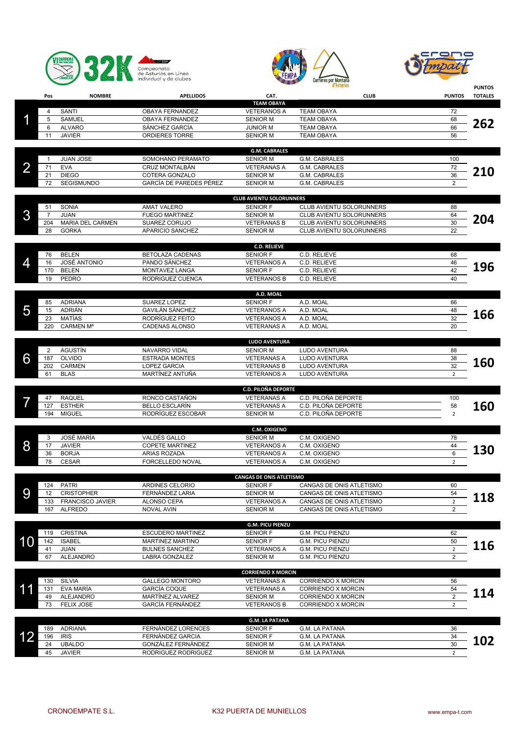VI CARRERA POR MONTAÑA PUERTA DE MUNIELLOS 32K

Campeonato de Asturias en Línea individual y de clubes

| | Pos | NOMBRE | APELLIDOS | CAT. | CLUB | PUNTOS | PUNTOS TOTALES |
|---|---|---|---|---|---|---|---|
| | | | | TEAM OBAYA | | | |
| 1 | 4 | SANTI | OBAYA FERNANDEZ | VETERANOS A | TEAM OBAYA | 72 | 262 |
| | 5 | SAMUEL | OBAYA FERNANDEZ | SENIOR M | TEAM OBAYA | 68 | |
| | 6 | ALVARO | SÁNCHEZ GARCÍA | JUNIOR M | TEAM OBAYA | 66 | |
| | 11 | JAVIER | ORDIERES TORRE | SENIOR M | TEAM OBAYA | 56 | |
| | | | | G.M. CABRALES | | | |
| 2 | 1 | JUAN JOSE | SOMOHANO PERAMATO | SENIOR M | G.M. CABRALES | 100 | 210 |
| | 71 | EVA | CRUZ MONTALBÁN | VETERANAS A | G.M. CABRALES | 72 | |
| | 21 | DIEGO | COTERA GONZALO | SENIOR M | G.M. CABRALES | 36 | |
| | 72 | SEGISMUNDO | GARCÍA DE PAREDES PÉREZ | SENIOR M | G.M. CABRALES | 2 | |
| | | | | CLUB AVIENTU SOLORUNNERS | | | |
| 3 | 51 | SONIA | AMAT VALERO | SENIOR F | CLUB AVIENTU SOLORUNNERS | 88 | 204 |
| | 7 | JUAN | FUEGO MARTINEZ | SENIOR M | CLUB AVIENTU SOLORUNNERS | 64 | |
| | 204 | MARIA DEL CARMEN | SUAREZ CORUJO | VETERANAS B | CLUB AVIENTU SOLORUNNERS | 30 | |
| | 28 | GORKA | APARICIO SANCHEZ | SENIOR M | CLUB AVIENTU SOLORUNNERS | 22 | |
| | | | | C.D. RELIEVE | | | |
| 4 | 76 | BELEN | BETOLAZA CADENAS | SENIOR F | C.D. RELIEVE | 68 | 196 |
| | 16 | JOSÉ ANTONIO | PANDO SÁNCHEZ | VETERANOS A | C.D. RELIEVE | 46 | |
| | 170 | BELEN | MONTAVEZ LANGA | SENIOR F | C.D. RELIEVE | 42 | |
| | 19 | PEDRO | RODRIGUEZ CUENCA | VETERANOS B | C.D. RELIEVE | 40 | |
| | | | | A.D. MOAL | | | |
| 5 | 85 | ADRIANA | SUAREZ LOPEZ | SENIOR F | A.D. MOAL | 66 | 166 |
| | 15 | ADRIÁN | GAVILÁN SÁNCHEZ | VETERANOS A | A.D. MOAL | 48 | |
| | 23 | MATÍAS | RODRÍGUEZ FEITO | VETERANOS A | A.D. MOAL | 32 | |
| | 220 | CARMEN Mª | CADENAS ALONSO | VETERANAS A | A.D. MOAL | 20 | |
| | | | | LUDO AVENTURA | | | |
| 6 | 2 | AGUSTÍN | NAVARRO VIDAL | SENIOR M | LUDO AVENTURA | 88 | 160 |
| | 187 | OLVIDO | ESTRADA MONTES | VETERANAS A | LUDO AVENTURA | 38 | |
| | 202 | CARMEN | LOPEZ GARCIA | VETERANAS B | LUDO AVENTURA | 32 | |
| | 61 | BLAS | MARTÍNEZ ANTUÑA | VETERANOS A | LUDO AVENTURA | 2 | |
| | | | | C.D. PILOÑA DEPORTE | | | |
| 7 | 47 | RAQUEL | RONCO CASTAÑON | VETERANAS A | C.D. PILOÑA DEPORTE | 100 | 160 |
| | 127 | ESTHER | BELLO ESCLARÍN | VETERANAS A | C.D. PILOÑA DEPORTE | 58 | |
| | 194 | MIGUEL | RODRÍGUEZ ESCOBAR | SENIOR M | C.D. PILOÑA DEPORTE | 2 | |
| | | | | C.M. OXIGENO | | | |
| 8 | 3 | JOSÉ MARÍA | VALDÉS GALLO | SENIOR M | C.M. OXIGENO | 78 | 130 |
| | 17 | JAVIER | COPETE MARTINEZ | VETERANOS A | C.M. OXIGENO | 44 | |
| | 36 | BORJA | ARIAS ROZADA | VETERANOS A | C.M. OXIGENO | 6 | |
| | 78 | CESAR | FORCELLEDO NOVAL | VETERANOS A | C.M. OXIGENO | 2 | |
| | | | | CANGAS DE ONIS ATLETISMO | | | |
| 9 | 124 | PATRI | ARDINES CELORIO | SENIOR F | CANGAS DE ONIS ATLETISMO | 60 | 118 |
| | 12 | CRISTOPHER | FERNÁNDEZ LARIA | SENIOR M | CANGAS DE ONIS ATLETISMO | 54 | |
| | 133 | FRANCISCO JAVIER | ALONSO CEPA | VETERANOS A | CANGAS DE ONIS ATLETISMO | 2 | |
| | 167 | ALFREDO | NOVAL AVIN | SENIOR M | CANGAS DE ONIS ATLETISMO | 2 | |
| | | | | G.M. PICU PIENZU | | | |
| 10 | 119 | CRISTINA | ESCUDERO MARTINEZ | SENIOR F | G.M. PICU PIENZU | 62 | 116 |
| | 142 | ISABEL | MARTINEZ MARTINO | SENIOR F | G.M. PICU PIENZU | 50 | |
| | 41 | JUAN | BULNES SANCHEZ | VETERANOS A | G.M. PICU PIENZU | 2 | |
| | 67 | ALEJANDRO | LABRA GONZALEZ | SENIOR M | G.M. PICU PIENZU | 2 | |
| | | | | CORRIENDO X MORCIN | | | |
| 11 | 130 | SILVIA | GALLEGO MONTORO | VETERANAS A | CORRIENDO X MORCIN | 56 | 114 |
| | 131 | EVA MARÍA | GARCÍA COQUE | VETERANAS A | CORRIENDO X MORCIN | 54 | |
| | 49 | ALEJANDRO | MARTÍNEZ ALVAREZ | SENIOR M | CORRIENDO X MORCIN | 2 | |
| | 73 | FELIX JOSE | GARCÍA FERNÁNDEZ | VETERANOS B | CORRIENDO X MORCIN | 2 | |
| | | | | G.M. LA PATANA | | | |
| 12 | 189 | ADRIANA | FERNÁNDEZ LORENCES | SENIOR F | G.M. LA PATANA | 36 | 102 |
| | 196 | IRIS | FERNÁNDEZ GARCIA | SENIOR F | G.M. LA PATANA | 34 | |
| | 24 | UBALDO | GONZÁLEZ FERNÁNDEZ | SENIOR M | G.M. LA PATANA | 30 | |
| | 45 | JAVIER | RODRIGUEZ RODRIGUEZ | SENIOR M | G.M. LA PATANA | 2 | |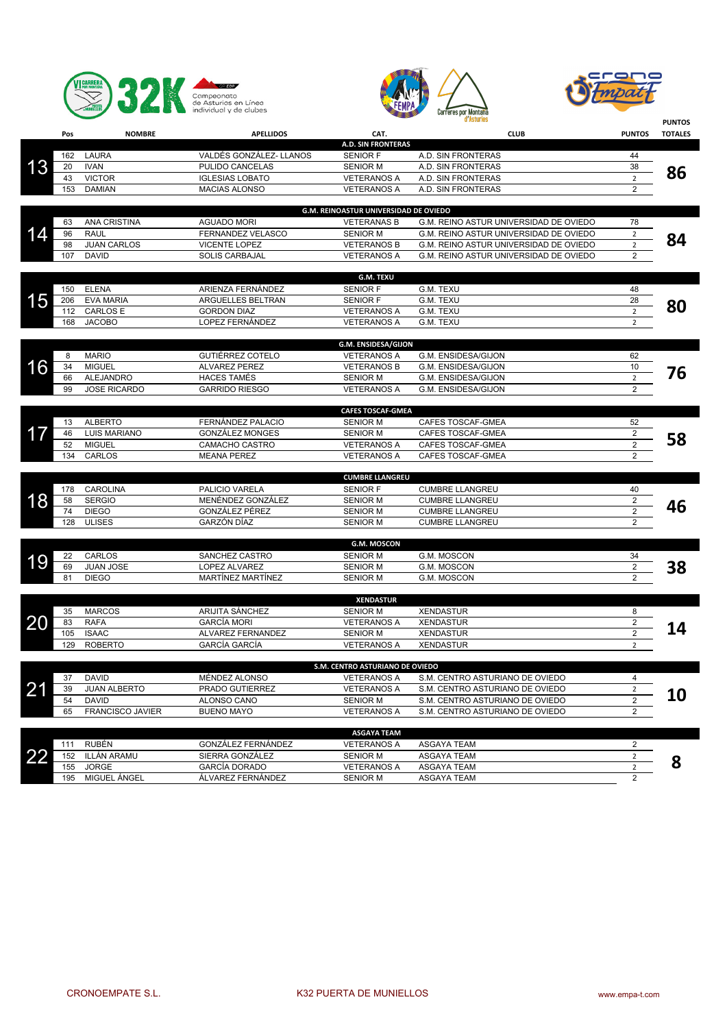32K Campeonato de Asturias en Línea individual y de clubes

| Pos | | NOMBRE | APELLIDOS | CAT. | CLUB | PUNTOS | PUNTOS TOTALES |
|---|---|---|---|---|---|---|---|
| | | | | **A.D. SIN FRONTERAS** | | | |
| 13 | 162 | LAURA | VALDÉS GONZÁLEZ- LLANOS | SENIOR F | A.D. SIN FRONTERAS | 44 | 86 |
| | 20 | IVAN | PULIDO CANCELAS | SENIOR M | A.D. SIN FRONTERAS | 38 | |
| | 43 | VICTOR | IGLESIAS LOBATO | VETERANOS A | A.D. SIN FRONTERAS | 2 | |
| | 153 | DAMIAN | MACIAS ALONSO | VETERANOS A | A.D. SIN FRONTERAS | 2 | |
| | | | | **G.M. REINOASTUR UNIVERSIDAD DE OVIEDO** | | | |
| 14 | 63 | ANA CRISTINA | AGUADO MORI | VETERANAS B | G.M. REINO ASTUR UNIVERSIDAD DE OVIEDO | 78 | 84 |
| | 96 | RAUL | FERNANDEZ VELASCO | SENIOR M | G.M. REINO ASTUR UNIVERSIDAD DE OVIEDO | 2 | |
| | 98 | JUAN CARLOS | VICENTE LOPEZ | VETERANOS B | G.M. REINO ASTUR UNIVERSIDAD DE OVIEDO | 2 | |
| | 107 | DAVID | SOLIS CARBAJAL | VETERANOS A | G.M. REINO ASTUR UNIVERSIDAD DE OVIEDO | 2 | |
| | | | | **G.M. TEXU** | | | |
| 15 | 150 | ELENA | ARIENZA FERNÁNDEZ | SENIOR F | G.M. TEXU | 48 | 80 |
| | 206 | EVA MARIA | ARGUELLES BELTRAN | SENIOR F | G.M. TEXU | 28 | |
| | 112 | CARLOS E | GORDON DIAZ | VETERANOS A | G.M. TEXU | 2 | |
| | 168 | JACOBO | LOPEZ FERNÁNDEZ | VETERANOS A | G.M. TEXU | 2 | |
| | | | | **G.M. ENSIDESA/GIJON** | | | |
| 16 | 8 | MARIO | GUTIÉRREZ COTELO | VETERANOS A | G.M. ENSIDESA/GIJON | 62 | 76 |
| | 34 | MIGUEL | ALVAREZ PEREZ | VETERANOS B | G.M. ENSIDESA/GIJON | 10 | |
| | 66 | ALEJANDRO | HACES TAMÉS | SENIOR M | G.M. ENSIDESA/GIJON | 2 | |
| | 99 | JOSE RICARDO | GARRIDO RIESGO | VETERANOS A | G.M. ENSIDESA/GIJON | 2 | |
| | | | | **CAFES TOSCAF-GMEA** | | | |
| 17 | 13 | ALBERTO | FERNÁNDEZ PALACIO | SENIOR M | CAFES TOSCAF-GMEA | 52 | 58 |
| | 46 | LUIS MARIANO | GONZÁLEZ MONGES | SENIOR M | CAFES TOSCAF-GMEA | 2 | |
| | 52 | MIGUEL | CAMACHO CASTRO | VETERANOS A | CAFES TOSCAF-GMEA | 2 | |
| | 134 | CARLOS | MEANA PEREZ | VETERANOS A | CAFES TOSCAF-GMEA | 2 | |
| | | | | **CUMBRE LLANGREU** | | | |
| 18 | 178 | CAROLINA | PALICIO VARELA | SENIOR F | CUMBRE LLANGREU | 40 | 46 |
| | 58 | SERGIO | MENÉNDEZ GONZÁLEZ | SENIOR M | CUMBRE LLANGREU | 2 | |
| | 74 | DIEGO | GONZÁLEZ PÉREZ | SENIOR M | CUMBRE LLANGREU | 2 | |
| | 128 | ULISES | GARZÓN DÍAZ | SENIOR M | CUMBRE LLANGREU | 2 | |
| | | | | **G.M. MOSCON** | | | |
| 19 | 22 | CARLOS | SANCHEZ CASTRO | SENIOR M | G.M. MOSCON | 34 | 38 |
| | 69 | JUAN JOSE | LOPEZ ALVAREZ | SENIOR M | G.M. MOSCON | 2 | |
| | 81 | DIEGO | MARTÍNEZ MARTÍNEZ | SENIOR M | G.M. MOSCON | 2 | |
| | | | | **XENDASTUR** | | | |
| 20 | 35 | MARCOS | ARIJITA SÁNCHEZ | SENIOR M | XENDASTUR | 8 | 14 |
| | 83 | RAFA | GARCÍA MORI | VETERANOS A | XENDASTUR | 2 | |
| | 105 | ISAAC | ALVAREZ FERNANDEZ | SENIOR M | XENDASTUR | 2 | |
| | 129 | ROBERTO | GARCÍA GARCÍA | VETERANOS A | XENDASTUR | 2 | |
| | | | | **S.M. CENTRO ASTURIANO DE OVIEDO** | | | |
| 21 | 37 | DAVID | MÉNDEZ ALONSO | VETERANOS A | S.M. CENTRO ASTURIANO DE OVIEDO | 4 | 10 |
| | 39 | JUAN ALBERTO | PRADO GUTIERREZ | VETERANOS A | S.M. CENTRO ASTURIANO DE OVIEDO | 2 | |
| | 54 | DAVID | ALONSO CANO | SENIOR M | S.M. CENTRO ASTURIANO DE OVIEDO | 2 | |
| | 65 | FRANCISCO JAVIER | BUENO MAYO | VETERANOS A | S.M. CENTRO ASTURIANO DE OVIEDO | 2 | |
| | | | | **ASGAYA TEAM** | | | |
| 22 | 111 | RUBÉN | GONZÁLEZ FERNÁNDEZ | VETERANOS A | ASGAYA TEAM | 2 | 8 |
| | 152 | ILLÁN ARAMU | SIERRA GONZÁLEZ | SENIOR M | ASGAYA TEAM | 2 | |
| | 155 | JORGE | GARCÍA DORADO | VETERANOS A | ASGAYA TEAM | 2 | |
| | 195 | MIGUEL ÁNGEL | ÁLVAREZ FERNÁNDEZ | SENIOR M | ASGAYA TEAM | 2 | |

CRONOEMPATE S.L. K32 PUERTA DE MUNIELLOS www.empa-t.com